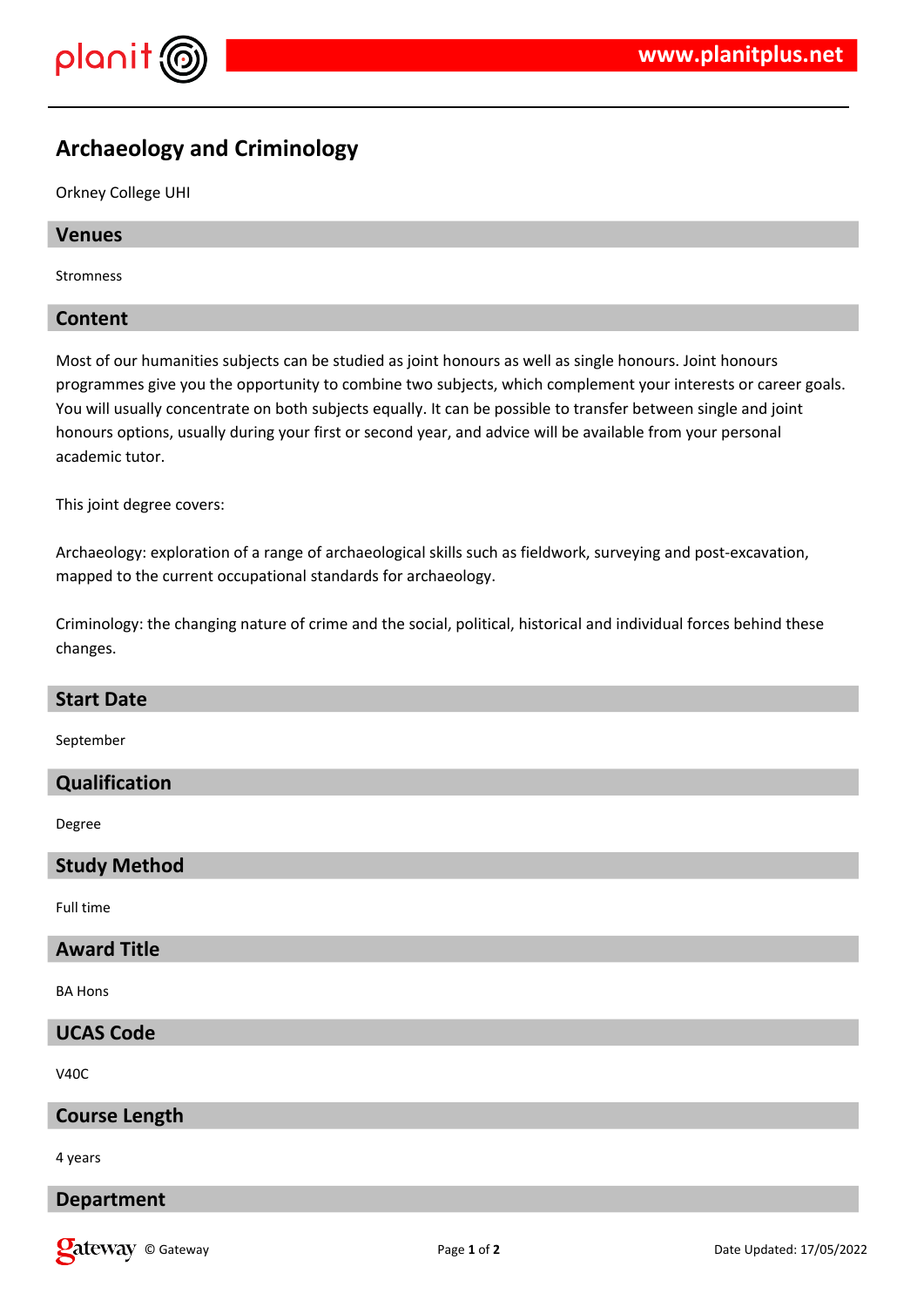# Archaeology and Criminology

Orkney College UHI

## Venues

Stromness

## Content

Most of our humanities subjects can be studied as joint honours as well as single honours. Joint honours programmes give you the opportunity to combine two subjects, which complement your interests or career goals. You will usually concentrate on both subjects equally. It can be possible to transfer between single and joint honours options, usually during your first or second year, and advice will be available from your personal academic tutor.

This joint degree covers:

Archaeology: exploration of a range of archaeological skills such as fieldwork, surveying and post-excavation, mapped to the current occupational standards for archaeology.

Criminology: the changing nature of crime and the social, political, historical and individual forces behind these changes.

## Start Date

September

## Qualification

Degree

## Study Method

Full time

## Award Title

BA Hons

## UCAS Code

V40C

## Course Length

4 years

## Department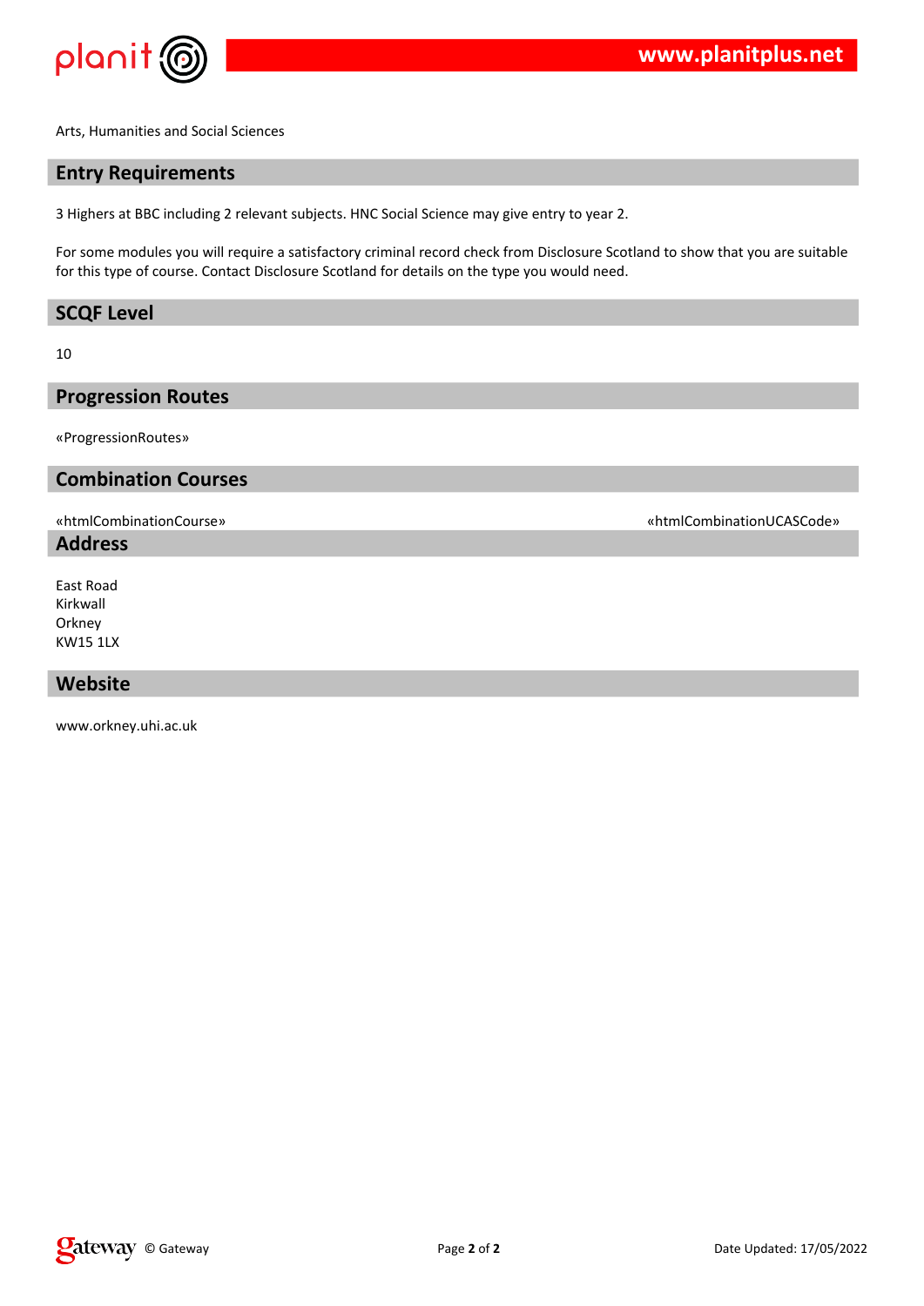Arts, Humanities and Social Sciences

## Entry Requirements

3 Highers at BBC including 2 relevant subjects. HNC Social Science may give entry to year 2.

For some modules you will require a satisfactory criminal record check from Disclosure Scotland to show that you are suitable for this type of course. Contact Disclosure Scotland for details on the type you would need.

## SCQF Level

10

## Progression Routes

«ProgressionRoutes»

## Combination Courses

«htmlCombinationCourse» «htmlCombinationUCASCode»

## Address

East Road
Kirkwall
Orkney
KW15 1LX

## Website

www.orkney.uhi.ac.uk